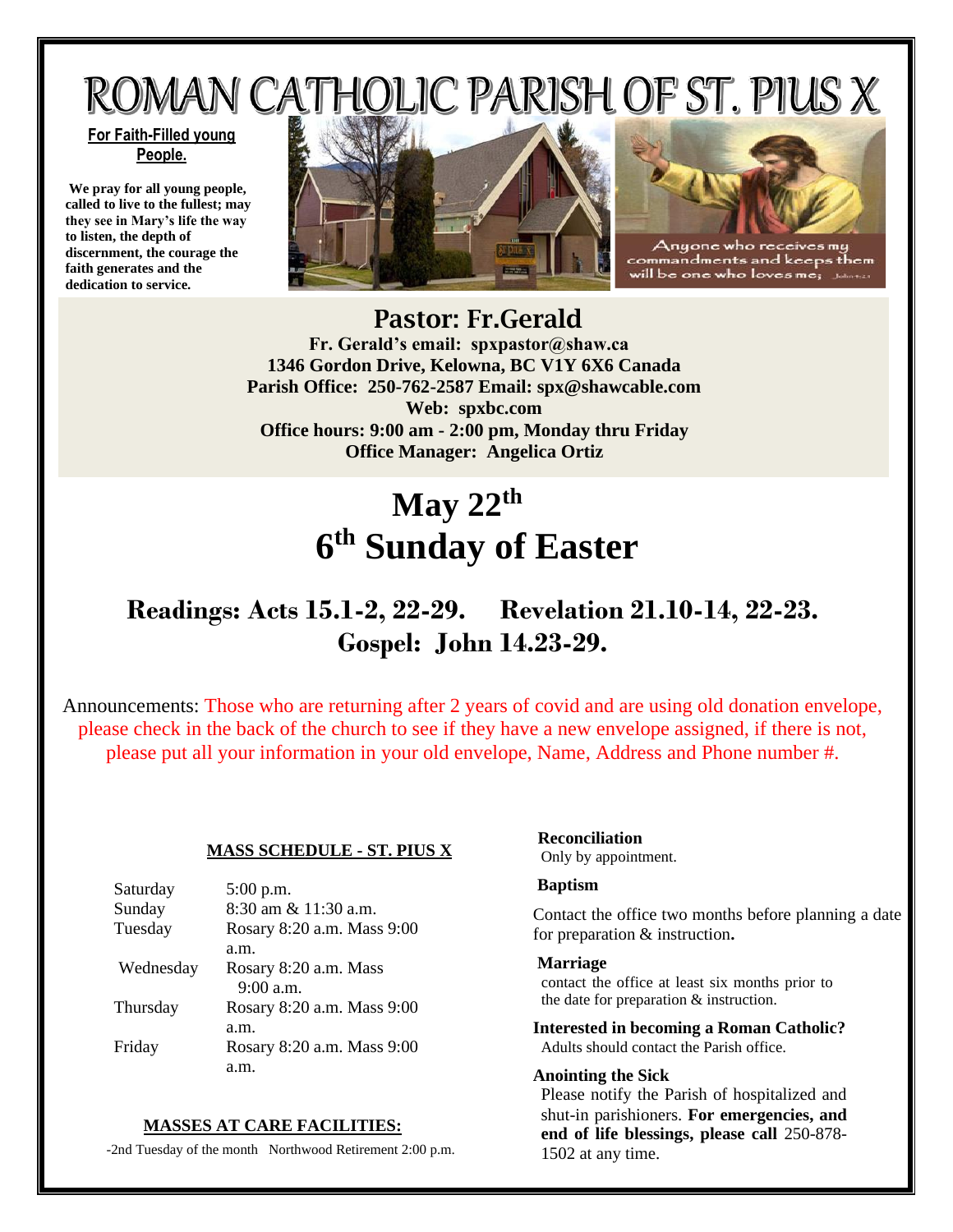# ROMAN CATHOLIC PARISH OF ST. PIUS X

**For Faith-Filled young People.**

**We pray for all young people, called to live to the fullest; may they see in Mary's life the way to listen, the depth of discernment, the courage the faith generates and the dedication to service.**

Anyone who receives my commandments and keeps them will be one who loves me; John 14:21

## Pastor: Fr.Gerald

**Fr. Gerald's email: spxpastor@shaw.ca**
**1346 Gordon Drive, Kelowna, BC V1Y 6X6 Canada**
**Parish Office: 250-762-2587 Email: spx@shawcable.com**
**Web: spxbc.com**
**Office hours: 9:00 am - 2:00 pm, Monday thru Friday**
**Office Manager: Angelica Ortiz**

# May 22th
# 6th Sunday of Easter

## Readings: Acts 15.1-2, 22-29. Revelation 21.10-14, 22-23.
## Gospel: John 14.23-29.

Announcements: Those who are returning after 2 years of covid and are using old donation envelope, please check in the back of the church to see if they have a new envelope assigned, if there is not, please put all your information in your old envelope, Name, Address and Phone number #.

**MASS SCHEDULE - ST. PIUS X**

| | |
|---|---|
| Saturday | 5:00 p.m. |
| Sunday | 8:30 am & 11:30 a.m. |
| Tuesday | Rosary 8:20 a.m. Mass 9:00 a.m. |
| Wednesday | Rosary 8:20 a.m. Mass 9:00 a.m. |
| Thursday | Rosary 8:20 a.m. Mass 9:00 a.m. |
| Friday | Rosary 8:20 a.m. Mass 9:00 a.m. |

**MASSES AT CARE FACILITIES:**

-2nd Tuesday of the month Northwood Retirement 2:00 p.m.

**Reconciliation**
Only by appointment.

**Baptism**

Contact the office two months before planning a date for preparation & instruction**.**

**Marriage**
contact the office at least six months prior to the date for preparation & instruction.

**Interested in becoming a Roman Catholic?**
Adults should contact the Parish office.

**Anointing the Sick**
Please notify the Parish of hospitalized and shut-in parishioners. **For emergencies, and end of life blessings, please call** 250-878-1502 at any time.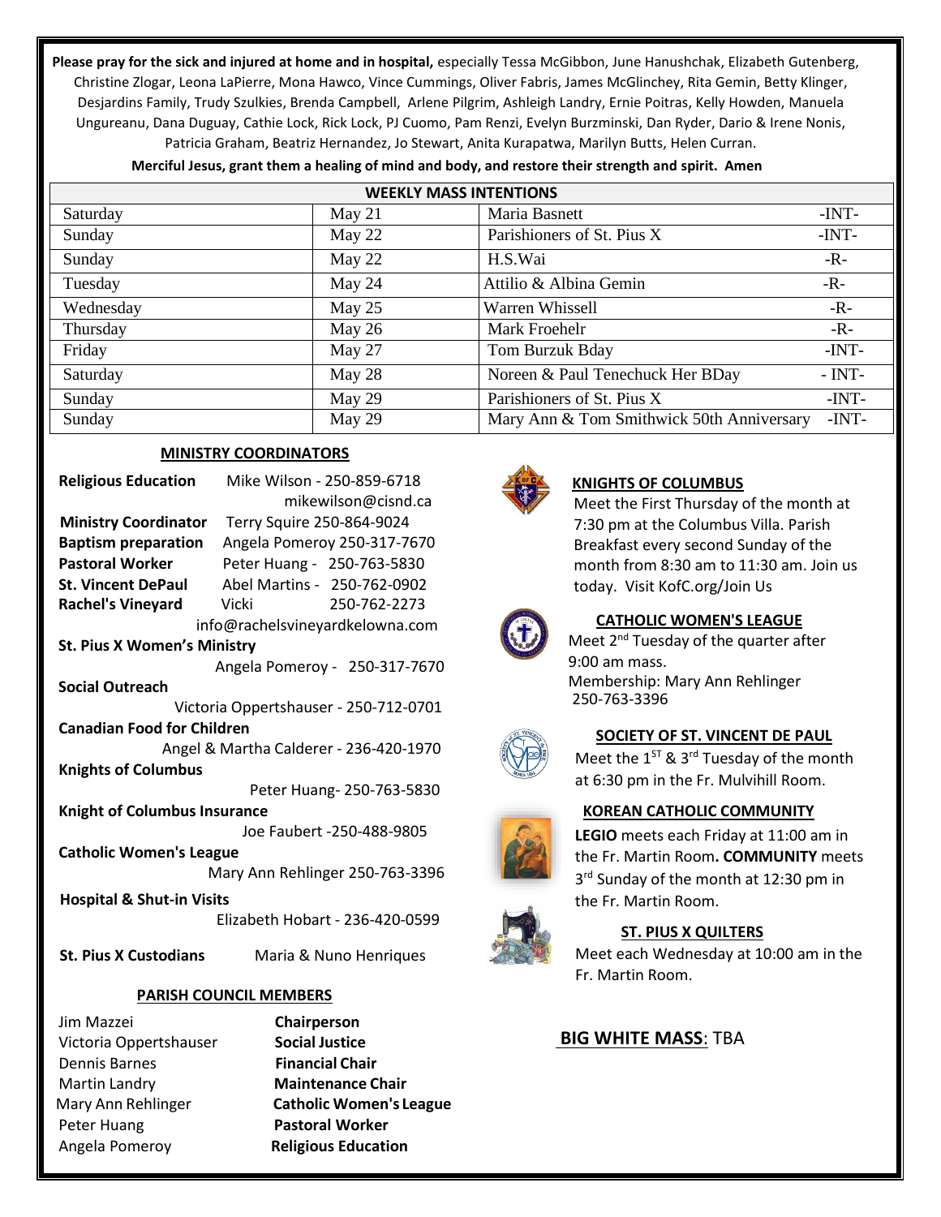**Please pray for the sick and injured at home and in hospital,** especially Tessa McGibbon, June Hanushchak, Elizabeth Gutenberg, Christine Zlogar, Leona LaPierre, Mona Hawco, Vince Cummings, Oliver Fabris, James McGlinchey, Rita Gemin, Betty Klinger, Desjardins Family, Trudy Szulkies, Brenda Campbell, Arlene Pilgrim, Ashleigh Landry, Ernie Poitras, Kelly Howden, Manuela Ungureanu, Dana Duguay, Cathie Lock, Rick Lock, PJ Cuomo, Pam Renzi, Evelyn Burzminski, Dan Ryder, Dario & Irene Nonis, Patricia Graham, Beatriz Hernandez, Jo Stewart, Anita Kurapatwa, Marilyn Butts, Helen Curran.

**Merciful Jesus, grant them a healing of mind and body, and restore their strength and spirit. Amen**

| WEEKLY MASS INTENTIONS | | | |
|---|---|---|---|
| Saturday | May 21 | Maria Basnett | -INT- |
| Sunday | May 22 | Parishioners of St. Pius X | -INT- |
| Sunday | May 22 | H.S.Wai | -R- |
| Tuesday | May 24 | Attilio & Albina Gemin | -R- |
| Wednesday | May 25 | Warren Whissell | -R- |
| Thursday | May 26 | Mark Froehelr | -R- |
| Friday | May 27 | Tom Burzuk Bday | -INT- |
| Saturday | May 28 | Noreen & Paul Tenechuck Her BDay | - INT- |
| Sunday | May 29 | Parishioners of St. Pius X | -INT- |
| Sunday | May 29 | Mary Ann & Tom Smithwick 50th Anniversary | -INT- |

## MINISTRY COORDINATORS

**Religious Education** Mike Wilson - 250-859-6718 mikewilson@cisnd.ca
**Ministry Coordinator** Terry Squire 250-864-9024
**Baptism preparation** Angela Pomeroy 250-317-7670
**Pastoral Worker** Peter Huang - 250-763-5830
**St. Vincent DePaul** Abel Martins - 250-762-0902
**Rachel's Vineyard** Vicki 250-762-2273 info@rachelsvineyardkelowna.com
**St. Pius X Women's Ministry** Angela Pomeroy - 250-317-7670
**Social Outreach** Victoria Oppertshauser - 250-712-0701
**Canadian Food for Children** Angel & Martha Calderer - 236-420-1970
**Knights of Columbus** Peter Huang- 250-763-5830
**Knight of Columbus Insurance** Joe Faubert -250-488-9805
**Catholic Women's League** Mary Ann Rehlinger 250-763-3396
**Hospital & Shut-in Visits** Elizabeth Hobart - 236-420-0599
**St. Pius X Custodians** Maria & Nuno Henriques

## PARISH COUNCIL MEMBERS

| | |
|---|---|
| Jim Mazzei | **Chairperson** |
| Victoria Oppertshauser | **Social Justice** |
| Dennis Barnes | **Financial Chair** |
| Martin Landry | **Maintenance Chair** |
| Mary Ann Rehlinger | **Catholic Women's League** |
| Peter Huang | **Pastoral Worker** |
| Angela Pomeroy | **Religious Education** |

## KNIGHTS OF COLUMBUS

Meet the First Thursday of the month at 7:30 pm at the Columbus Villa. Parish Breakfast every second Sunday of the month from 8:30 am to 11:30 am. Join us today. Visit KofC.org/Join Us

## CATHOLIC WOMEN'S LEAGUE

Meet 2nd Tuesday of the quarter after 9:00 am mass.
Membership: Mary Ann Rehlinger 250-763-3396

## SOCIETY OF ST. VINCENT DE PAUL

Meet the 1ST & 3rd Tuesday of the month at 6:30 pm in the Fr. Mulvihill Room.

## KOREAN CATHOLIC COMMUNITY

**LEGIO** meets each Friday at 11:00 am in the Fr. Martin Room**. COMMUNITY** meets 3rd Sunday of the month at 12:30 pm in the Fr. Martin Room.

## ST. PIUS X QUILTERS

Meet each Wednesday at 10:00 am in the Fr. Martin Room.

**BIG WHITE MASS**: TBA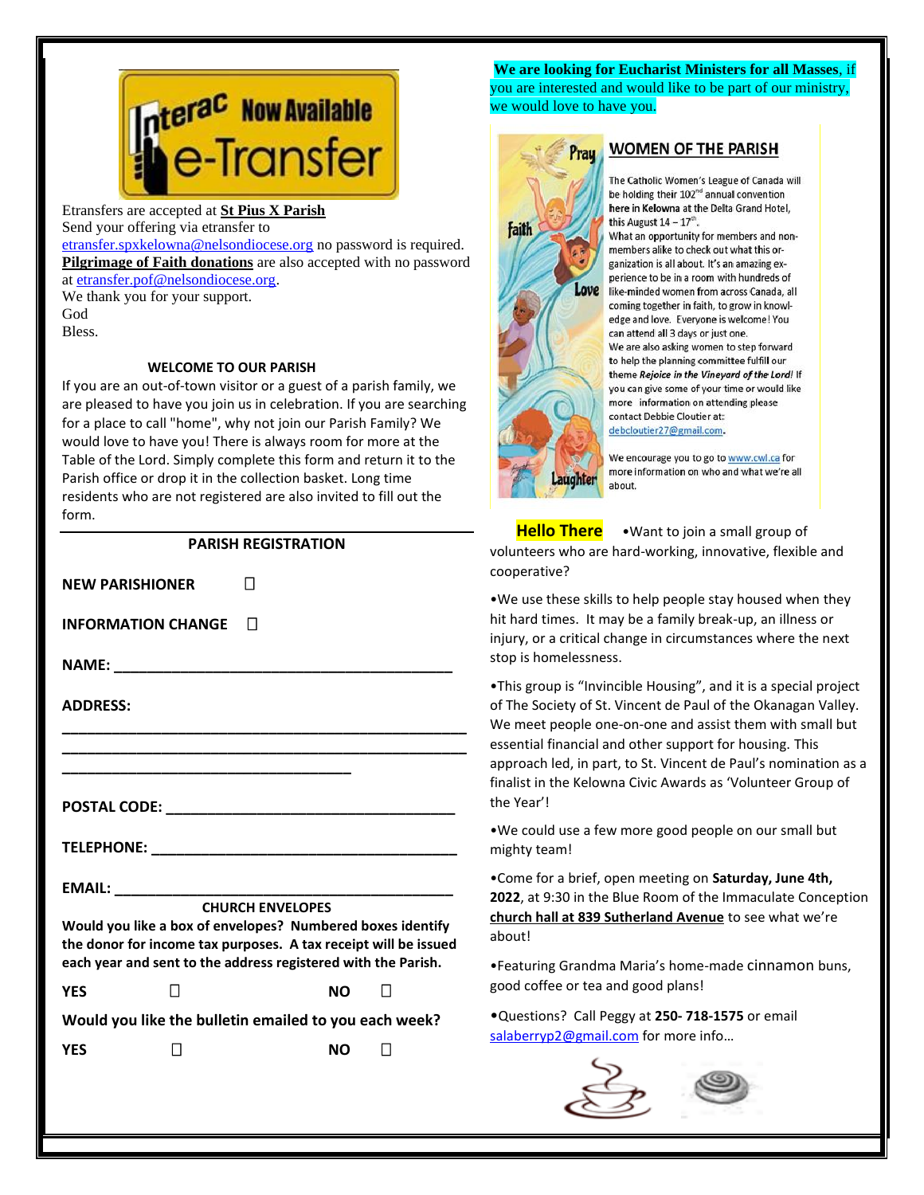Etransfers are accepted at **St Pius X Parish**
Send your offering via etransfer to
etransfer.spxkelowna@nelsondiocese.org no password is required.
**Pilgrimage of Faith donations** are also accepted with no password at etransfer.pof@nelsondiocese.org.
We thank you for your support.
God
Bless.

## WELCOME TO OUR PARISH

If you are an out-of-town visitor or a guest of a parish family, we are pleased to have you join us in celebration. If you are searching for a place to call "home", why not join our Parish Family? We would love to have you! There is always room for more at the Table of the Lord. Simply complete this form and return it to the Parish office or drop it in the collection basket. Long time residents who are not registered are also invited to fill out the form.

## PARISH REGISTRATION

**NEW PARISHIONER** ☐

**INFORMATION CHANGE** ☐

**NAME:** ________________________________________

**ADDRESS:**
________________________________________________
________________________________________________
__________________________________

**POSTAL CODE:** __________________________________

**TELEPHONE:** ____________________________________

**EMAIL:** ________________________________________

### CHURCH ENVELOPES

**Would you like a box of envelopes? Numbered boxes identify the donor for income tax purposes. A tax receipt will be issued each year and sent to the address registered with the Parish.**

**YES** ☐ **NO** ☐

**Would you like the bulletin emailed to you each week?**

**YES** ☐ **NO** ☐

**We are looking for Eucharist Ministers for all Masses**, if you are interested and would like to be part of our ministry, we would love to have you.

## WOMEN OF THE PARISH

The Catholic Women's League of Canada will be holding their 102nd annual convention here in Kelowna at the Delta Grand Hotel, this August 14 – 17th.
What an opportunity for members and non-members alike to check out what this organization is all about. It's an amazing experience to be in a room with hundreds of like-minded women from across Canada, all coming together in faith, to grow in knowledge and love. Everyone is welcome! You can attend all 3 days or just one.
We are also asking women to step forward to help the planning committee fulfill our theme *Rejoice in the Vineyard of the Lord!* If you can give some of your time or would like more information on attending please contact Debbie Cloutier at: debcloutier27@gmail.com.

We encourage you to go to www.cwl.ca for more information on who and what we're all about.

**Hello There** •Want to join a small group of volunteers who are hard-working, innovative, flexible and cooperative?

•We use these skills to help people stay housed when they hit hard times. It may be a family break-up, an illness or injury, or a critical change in circumstances where the next stop is homelessness.

•This group is "Invincible Housing", and it is a special project of The Society of St. Vincent de Paul of the Okanagan Valley. We meet people one-on-one and assist them with small but essential financial and other support for housing. This approach led, in part, to St. Vincent de Paul's nomination as a finalist in the Kelowna Civic Awards as 'Volunteer Group of the Year'!

•We could use a few more good people on our small but mighty team!

•Come for a brief, open meeting on **Saturday, June 4th, 2022**, at 9:30 in the Blue Room of the Immaculate Conception **church hall at 839 Sutherland Avenue** to see what we're about!

•Featuring Grandma Maria's home-made cinnamon buns, good coffee or tea and good plans!

•Questions? Call Peggy at **250- 718-1575** or email salaberryp2@gmail.com for more info…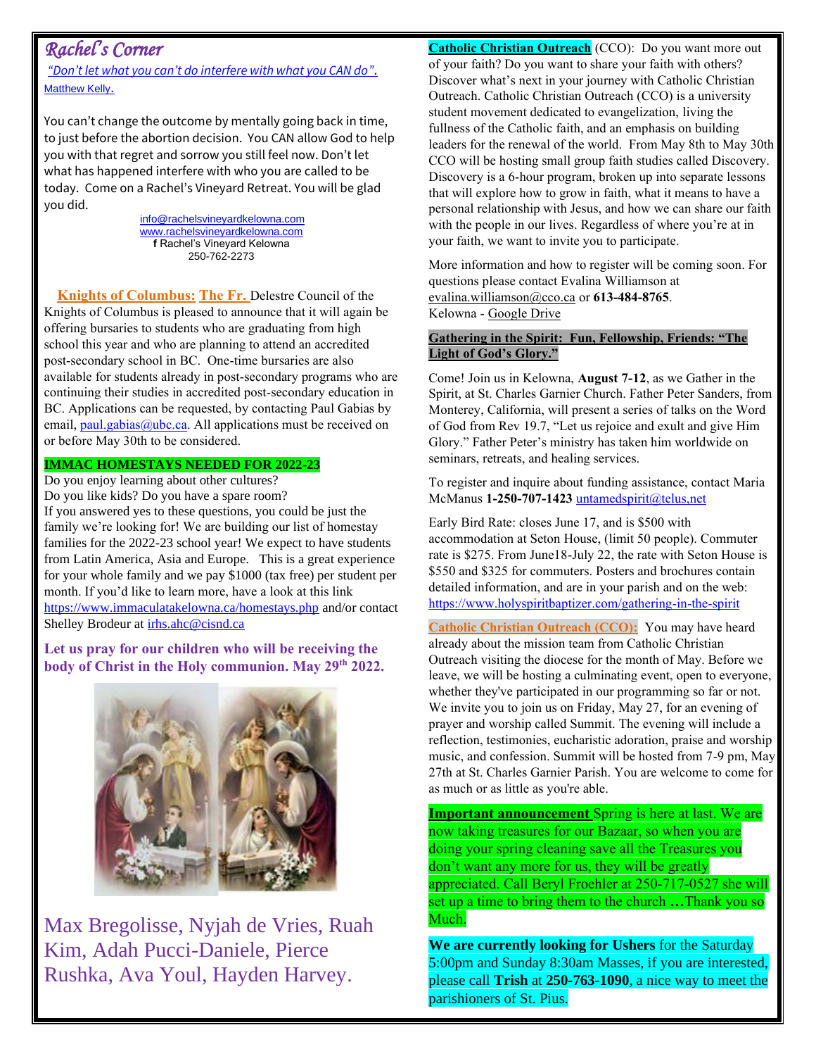## *Rachel's Corner*

*"Don't let what you can't do interfere with what you CAN do".* Matthew Kelly.

You can't change the outcome by mentally going back in time, to just before the abortion decision. You CAN allow God to help you with that regret and sorrow you still feel now. Don't let what has happened interfere with who you are called to be today. Come on a Rachel's Vineyard Retreat. You will be glad you did.

info@rachelsvineyardkelowna.com
www.rachelsvineyardkelowna.com
**f** Rachel's Vineyard Kelowna
250-762-2273

**Knights of Columbus: The Fr.** Delestre Council of the Knights of Columbus is pleased to announce that it will again be offering bursaries to students who are graduating from high school this year and who are planning to attend an accredited post-secondary school in BC. One-time bursaries are also available for students already in post-secondary programs who are continuing their studies in accredited post-secondary education in BC. Applications can be requested, by contacting Paul Gabias by email, paul.gabias@ubc.ca. All applications must be received on or before May 30th to be considered.

**IMMAC HOMESTAYS NEEDED FOR 2022-23**

Do you enjoy learning about other cultures?
Do you like kids? Do you have a spare room?
If you answered yes to these questions, you could be just the family we're looking for! We are building our list of homestay families for the 2022-23 school year! We expect to have students from Latin America, Asia and Europe. This is a great experience for your whole family and we pay $1000 (tax free) per student per month. If you'd like to learn more, have a look at this link https://www.immaculatakelowna.ca/homestays.php and/or contact Shelley Brodeur at irhs.ahc@cisnd.ca

**Let us pray for our children who will be receiving the body of Christ in the Holy communion. May 29th 2022.**

Max Bregolisse, Nyjah de Vries, Ruah Kim, Adah Pucci-Daniele, Pierce Rushka, Ava Youl, Hayden Harvey.

**Catholic Christian Outreach** (CCO): Do you want more out of your faith? Do you want to share your faith with others? Discover what's next in your journey with Catholic Christian Outreach. Catholic Christian Outreach (CCO) is a university student movement dedicated to evangelization, living the fullness of the Catholic faith, and an emphasis on building leaders for the renewal of the world. From May 8th to May 30th CCO will be hosting small group faith studies called Discovery. Discovery is a 6-hour program, broken up into separate lessons that will explore how to grow in faith, what it means to have a personal relationship with Jesus, and how we can share our faith with the people in our lives. Regardless of where you're at in your faith, we want to invite you to participate.

More information and how to register will be coming soon. For questions please contact Evalina Williamson at evalina.williamson@cco.ca or **613-484-8765**.
Kelowna - Google Drive

**Gathering in the Spirit: Fun, Fellowship, Friends: "The Light of God's Glory."**

Come! Join us in Kelowna, **August 7-12**, as we Gather in the Spirit, at St. Charles Garnier Church. Father Peter Sanders, from Monterey, California, will present a series of talks on the Word of God from Rev 19.7, "Let us rejoice and exult and give Him Glory." Father Peter's ministry has taken him worldwide on seminars, retreats, and healing services.

To register and inquire about funding assistance, contact Maria McManus **1-250-707-1423** untamedspirit@telus,net

Early Bird Rate: closes June 17, and is $500 with accommodation at Seton House, (limit 50 people). Commuter rate is $275. From June18-July 22, the rate with Seton House is $550 and $325 for commuters. Posters and brochures contain detailed information, and are in your parish and on the web: https://www.holyspiritbaptizer.com/gathering-in-the-spirit

**Catholic Christian Outreach (CCO):** You may have heard already about the mission team from Catholic Christian Outreach visiting the diocese for the month of May. Before we leave, we will be hosting a culminating event, open to everyone, whether they've participated in our programming so far or not. We invite you to join us on Friday, May 27, for an evening of prayer and worship called Summit. The evening will include a reflection, testimonies, eucharistic adoration, praise and worship music, and confession. Summit will be hosted from 7-9 pm, May 27th at St. Charles Garnier Parish. You are welcome to come for as much or as little as you're able.

**Important announcement** Spring is here at last. We are now taking treasures for our Bazaar, so when you are doing your spring cleaning save all the Treasures you don't want any more for us, they will be greatly appreciated. Call Beryl Froehler at 250-717-0527 she will set up a time to bring them to the church **…**Thank you so Much.

**We are currently looking for Ushers** for the Saturday 5:00pm and Sunday 8:30am Masses, if you are interested, please call **Trish** at **250-763-1090**, a nice way to meet the parishioners of St. Pius.